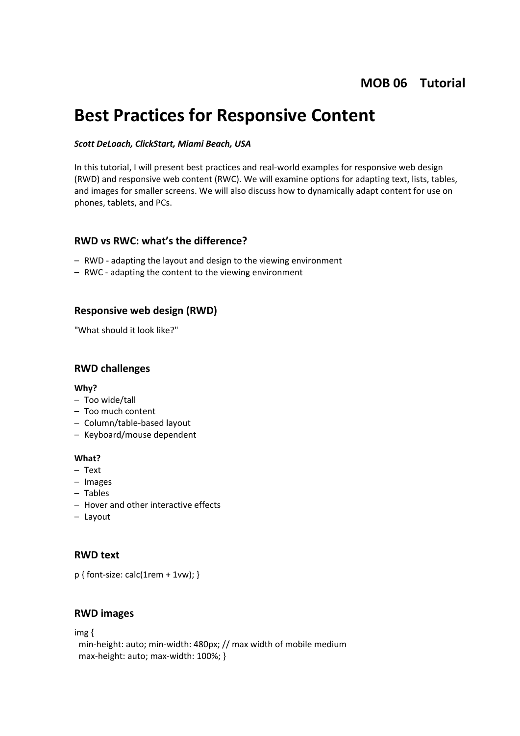**MOB 06 Tutorial**

# Best Practices for Responsive Content

***Scott DeLoach, ClickStart, Miami Beach, USA***

In this tutorial, I will present best practices and real-world examples for responsive web design (RWD) and responsive web content (RWC). We will examine options for adapting text, lists, tables, and images for smaller screens. We will also discuss how to dynamically adapt content for use on phones, tablets, and PCs.

## RWD vs RWC: what's the difference?

- RWD - adapting the layout and design to the viewing environment
- RWC - adapting the content to the viewing environment

## Responsive web design (RWD)

"What should it look like?"

## RWD challenges

**Why?**

- Too wide/tall
- Too much content
- Column/table-based layout
- Keyboard/mouse dependent

**What?**

- Text
- Images
- Tables
- Hover and other interactive effects
- Layout

## RWD text

```
p { font-size: calc(1rem + 1vw); }
```

## RWD images

```
img {
  min-height: auto; min-width: 480px; // max width of mobile medium
  max-height: auto; max-width: 100%; }
```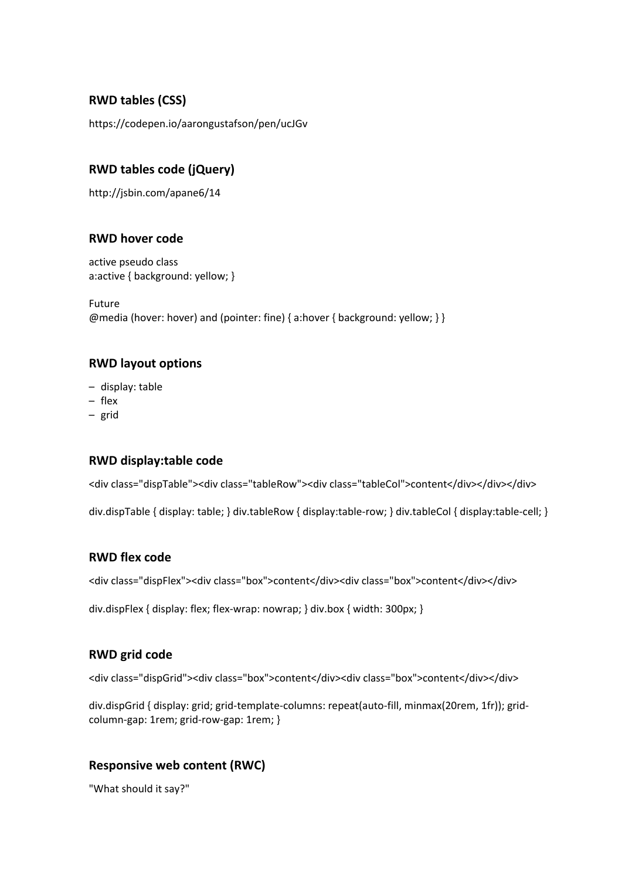### RWD tables (CSS)

https://codepen.io/aarongustafson/pen/ucJGv

### RWD tables code (jQuery)

http://jsbin.com/apane6/14

### RWD hover code

active pseudo class
a:active { background: yellow; }

Future
@media (hover: hover) and (pointer: fine) { a:hover { background: yellow; } }

### RWD layout options

- display: table
- flex
- grid

### RWD display:table code

```
<div class="dispTable"><div class="tableRow"><div class="tableCol">content</div></div></div>
```

```
div.dispTable { display: table; } div.tableRow { display:table-row; } div.tableCol { display:table-cell; }
```

### RWD flex code

```
<div class="dispFlex"><div class="box">content</div><div class="box">content</div></div>
```

```
div.dispFlex { display: flex; flex-wrap: nowrap; } div.box { width: 300px; }
```

### RWD grid code

```
<div class="dispGrid"><div class="box">content</div><div class="box">content</div></div>
```

```
div.dispGrid { display: grid; grid-template-columns: repeat(auto-fill, minmax(20rem, 1fr)); grid-column-gap: 1rem; grid-row-gap: 1rem; }
```

### Responsive web content (RWC)

"What should it say?"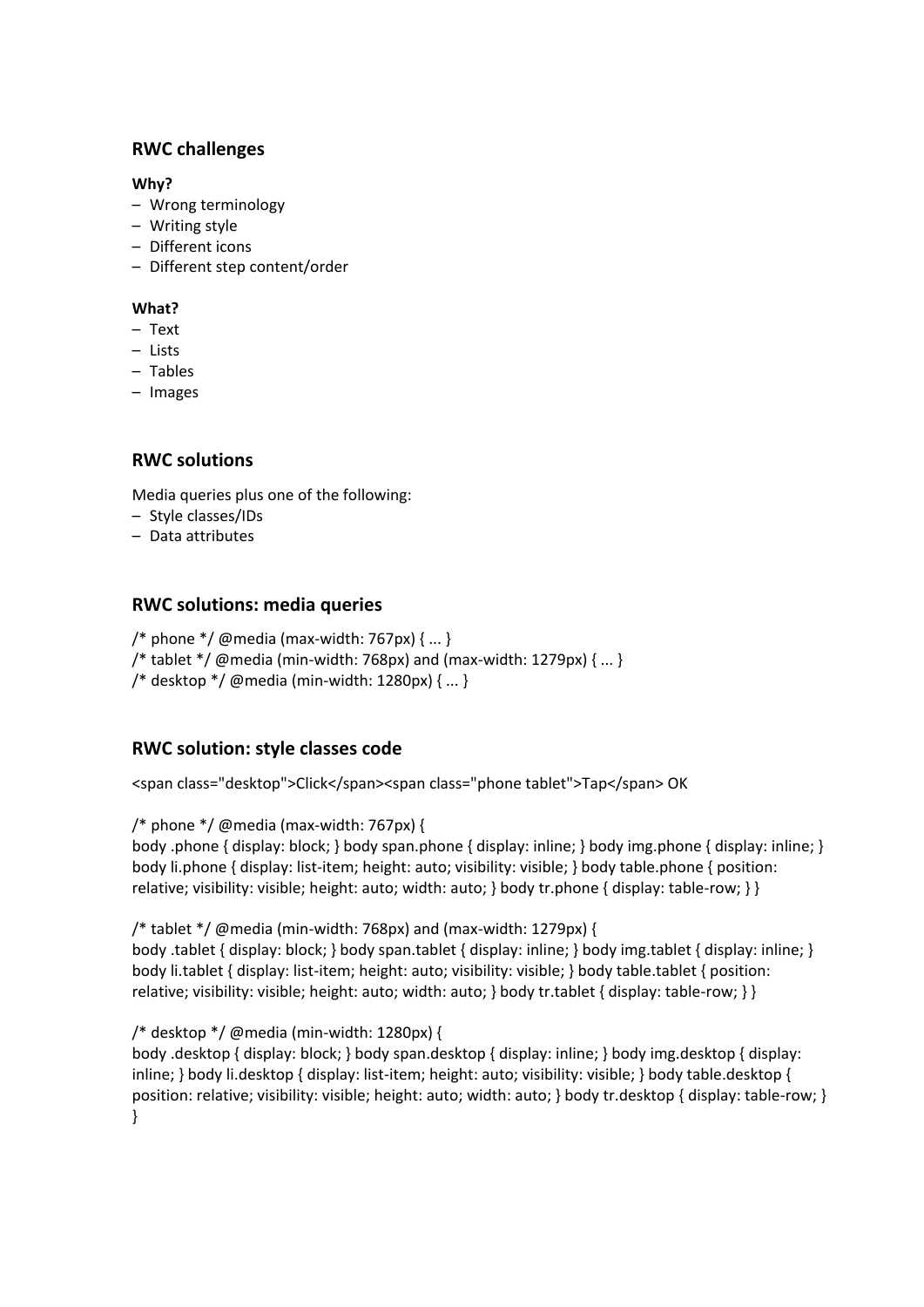## RWC challenges

**Why?**

- Wrong terminology
- Writing style
- Different icons
- Different step content/order

**What?**

- Text
- Lists
- Tables
- Images

## RWC solutions

Media queries plus one of the following:

- Style classes/IDs
- Data attributes

## RWC solutions: media queries

/* phone */ @media (max-width: 767px) { ... }
/* tablet */ @media (min-width: 768px) and (max-width: 1279px) { ... }
/* desktop */ @media (min-width: 1280px) { ... }

## RWC solution: style classes code

<span class="desktop">Click</span><span class="phone tablet">Tap</span> OK

/* phone */ @media (max-width: 767px) {
body .phone { display: block; } body span.phone { display: inline; } body img.phone { display: inline; } body li.phone { display: list-item; height: auto; visibility: visible; } body table.phone { position: relative; visibility: visible; height: auto; width: auto; } body tr.phone { display: table-row; } }

/* tablet */ @media (min-width: 768px) and (max-width: 1279px) {
body .tablet { display: block; } body span.tablet { display: inline; } body img.tablet { display: inline; } body li.tablet { display: list-item; height: auto; visibility: visible; } body table.tablet { position: relative; visibility: visible; height: auto; width: auto; } body tr.tablet { display: table-row; } }

/* desktop */ @media (min-width: 1280px) {
body .desktop { display: block; } body span.desktop { display: inline; } body img.desktop { display: inline; } body li.desktop { display: list-item; height: auto; visibility: visible; } body table.desktop { position: relative; visibility: visible; height: auto; width: auto; } body tr.desktop { display: table-row; } }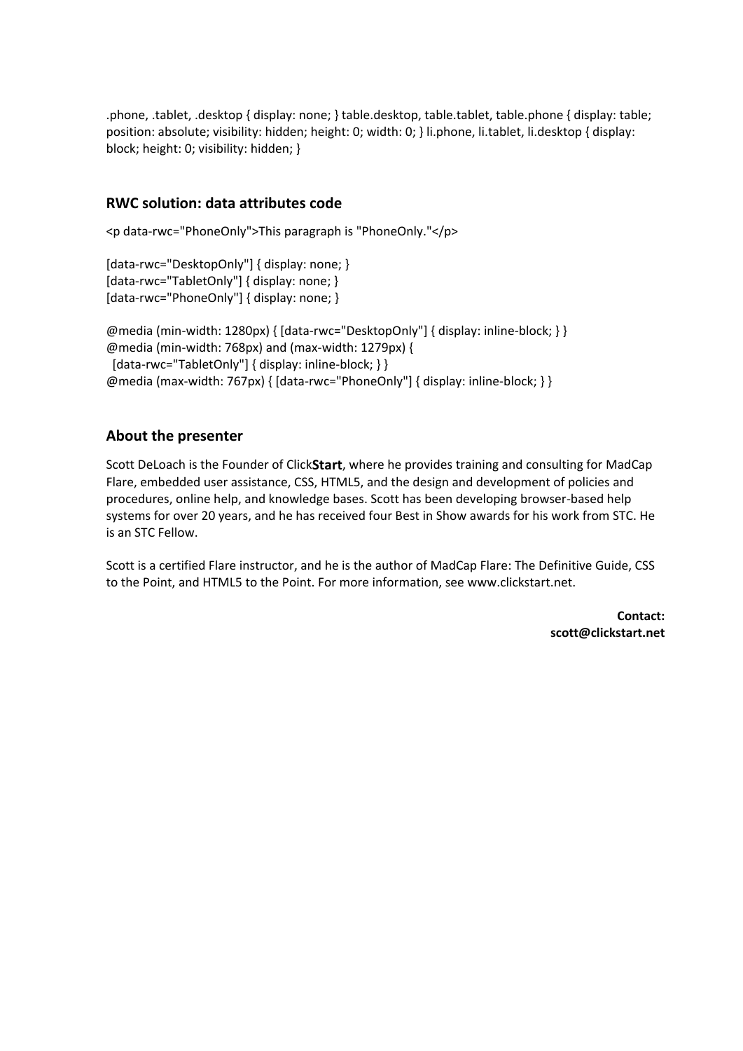```
.phone, .tablet, .desktop { display: none; } table.desktop, table.tablet, table.phone { display: table; position: absolute; visibility: hidden; height: 0; width: 0; } li.phone, li.tablet, li.desktop { display: block; height: 0; visibility: hidden; }
```

### RWC solution: data attributes code

```
<p data-rwc="PhoneOnly">This paragraph is "PhoneOnly."</p>

[data-rwc="DesktopOnly"] { display: none; }
[data-rwc="TabletOnly"] { display: none; }
[data-rwc="PhoneOnly"] { display: none; }

@media (min-width: 1280px) { [data-rwc="DesktopOnly"] { display: inline-block; } }
@media (min-width: 768px) and (max-width: 1279px) {
  [data-rwc="TabletOnly"] { display: inline-block; } }
@media (max-width: 767px) { [data-rwc="PhoneOnly"] { display: inline-block; } }
```

### About the presenter

Scott DeLoach is the Founder of Click**Start**, where he provides training and consulting for MadCap Flare, embedded user assistance, CSS, HTML5, and the design and development of policies and procedures, online help, and knowledge bases. Scott has been developing browser-based help systems for over 20 years, and he has received four Best in Show awards for his work from STC. He is an STC Fellow.

Scott is a certified Flare instructor, and he is the author of MadCap Flare: The Definitive Guide, CSS to the Point, and HTML5 to the Point. For more information, see www.clickstart.net.

**Contact:**
**scott@clickstart.net**